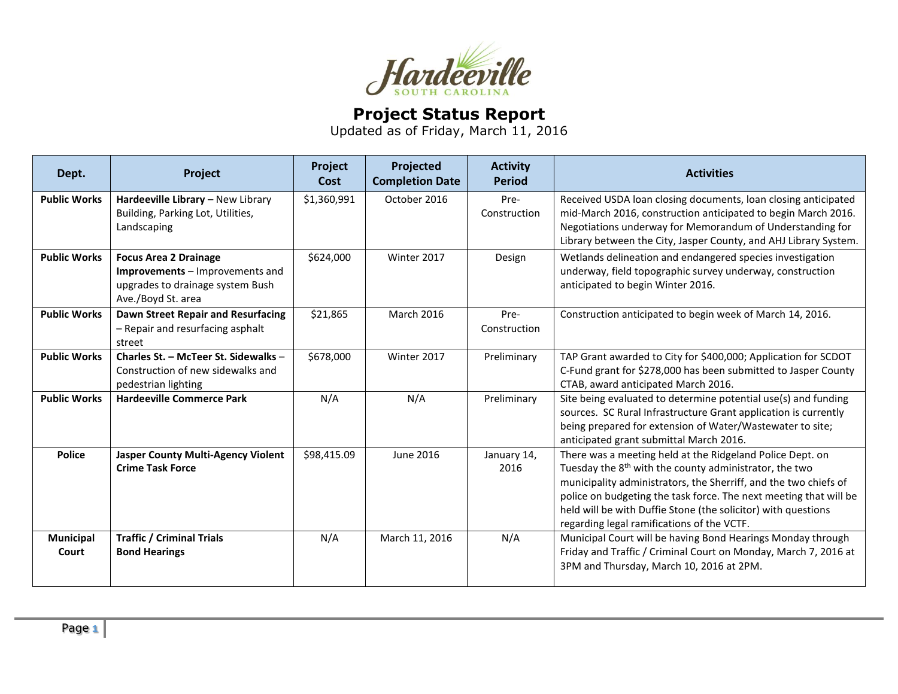Hardeeville
SOUTH CAROLINA

# Project Status Report

Updated as of Friday, March 11, 2016

| Dept. | Project | Project Cost | Projected Completion Date | Activity Period | Activities |
|---|---|---|---|---|---|
| **Public Works** | **Hardeeville Library** – New Library Building, Parking Lot, Utilities, Landscaping | $1,360,991 | October 2016 | Pre-Construction | Received USDA loan closing documents, loan closing anticipated mid-March 2016, construction anticipated to begin March 2016. Negotiations underway for Memorandum of Understanding for Library between the City, Jasper County, and AHJ Library System. |
| **Public Works** | **Focus Area 2 Drainage Improvements** – Improvements and upgrades to drainage system Bush Ave./Boyd St. area | $624,000 | Winter 2017 | Design | Wetlands delineation and endangered species investigation underway, field topographic survey underway, construction anticipated to begin Winter 2016. |
| **Public Works** | **Dawn Street Repair and Resurfacing** – Repair and resurfacing asphalt street | $21,865 | March 2016 | Pre-Construction | Construction anticipated to begin week of March 14, 2016. |
| **Public Works** | **Charles St. – McTeer St. Sidewalks** – Construction of new sidewalks and pedestrian lighting | $678,000 | Winter 2017 | Preliminary | TAP Grant awarded to City for $400,000; Application for SCDOT C-Fund grant for $278,000 has been submitted to Jasper County CTAB, award anticipated March 2016. |
| **Public Works** | **Hardeeville Commerce Park** | N/A | N/A | Preliminary | Site being evaluated to determine potential use(s) and funding sources. SC Rural Infrastructure Grant application is currently being prepared for extension of Water/Wastewater to site; anticipated grant submittal March 2016. |
| **Police** | **Jasper County Multi-Agency Violent Crime Task Force** | $98,415.09 | June 2016 | January 14, 2016 | There was a meeting held at the Ridgeland Police Dept. on Tuesday the 8th with the county administrator, the two municipality administrators, the Sherriff, and the two chiefs of police on budgeting the task force. The next meeting that will be held will be with Duffie Stone (the solicitor) with questions regarding legal ramifications of the VCTF. |
| **Municipal Court** | **Traffic / Criminal Trials Bond Hearings** | N/A | March 11, 2016 | N/A | Municipal Court will be having Bond Hearings Monday through Friday and Traffic / Criminal Court on Monday, March 7, 2016 at 3PM and Thursday, March 10, 2016 at 2PM. |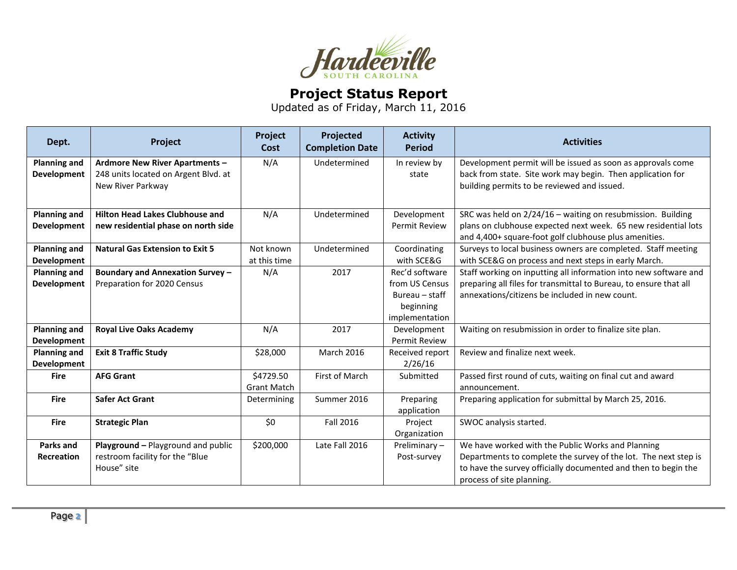Hardeeville
SOUTH CAROLINA

# Project Status Report

Updated as of Friday, March 11, 2016

| Dept. | Project | Project Cost | Projected Completion Date | Activity Period | Activities |
|---|---|---|---|---|---|
| **Planning and Development** | **Ardmore New River Apartments –** 248 units located on Argent Blvd. at New River Parkway | N/A | Undetermined | In review by state | Development permit will be issued as soon as approvals come back from state. Site work may begin. Then application for building permits to be reviewed and issued. |
| **Planning and Development** | **Hilton Head Lakes Clubhouse and new residential phase on north side** | N/A | Undetermined | Development Permit Review | SRC was held on 2/24/16 – waiting on resubmission. Building plans on clubhouse expected next week. 65 new residential lots and 4,400+ square-foot golf clubhouse plus amenities. |
| **Planning and Development** | **Natural Gas Extension to Exit 5** | Not known at this time | Undetermined | Coordinating with SCE&G | Surveys to local business owners are completed. Staff meeting with SCE&G on process and next steps in early March. |
| **Planning and Development** | **Boundary and Annexation Survey –** Preparation for 2020 Census | N/A | 2017 | Rec'd software from US Census Bureau – staff beginning implementation | Staff working on inputting all information into new software and preparing all files for transmittal to Bureau, to ensure that all annexations/citizens be included in new count. |
| **Planning and Development** | **Royal Live Oaks Academy** | N/A | 2017 | Development Permit Review | Waiting on resubmission in order to finalize site plan. |
| **Planning and Development** | **Exit 8 Traffic Study** | $28,000 | March 2016 | Received report 2/26/16 | Review and finalize next week. |
| **Fire** | **AFG Grant** | $4729.50 Grant Match | First of March | Submitted | Passed first round of cuts, waiting on final cut and award announcement. |
| **Fire** | **Safer Act Grant** | Determining | Summer 2016 | Preparing application | Preparing application for submittal by March 25, 2016. |
| **Fire** | **Strategic Plan** | $0 | Fall 2016 | Project Organization | SWOC analysis started. |
| **Parks and Recreation** | **Playground –** Playground and public restroom facility for the "Blue House" site | $200,000 | Late Fall 2016 | Preliminary – Post-survey | We have worked with the Public Works and Planning Departments to complete the survey of the lot. The next step is to have the survey officially documented and then to begin the process of site planning. |